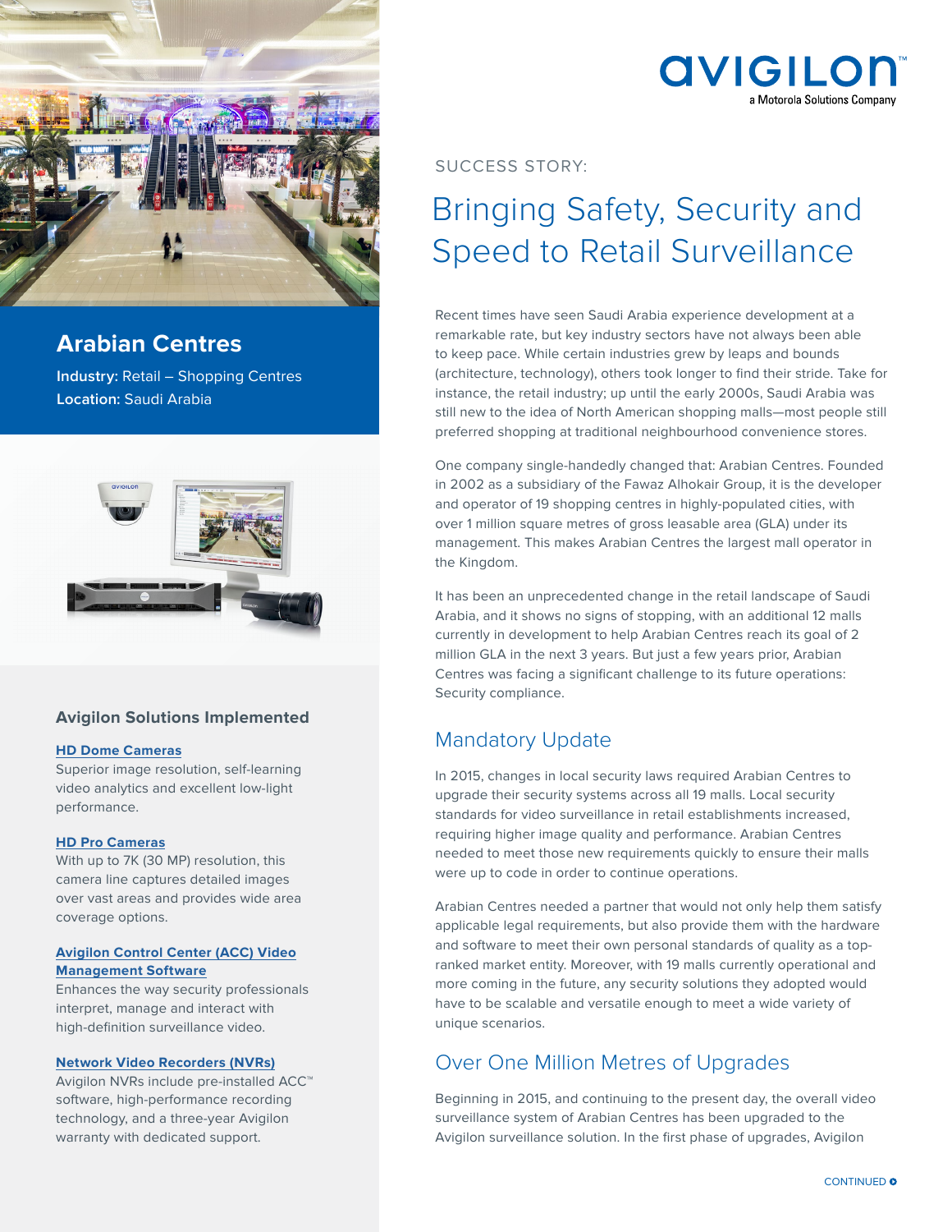# Arabian Centres

**Industry:** Retail – Shopping Centres
**Location:** Saudi Arabia

## Avigilon Solutions Implemented

**HD Dome Cameras**
Superior image resolution, self-learning video analytics and excellent low-light performance.

**HD Pro Cameras**
With up to 7K (30 MP) resolution, this camera line captures detailed images over vast areas and provides wide area coverage options.

**Avigilon Control Center (ACC) Video Management Software**
Enhances the way security professionals interpret, manage and interact with high-definition surveillance video.

**Network Video Recorders (NVRs)**
Avigilon NVRs include pre-installed ACC™ software, high-performance recording technology, and a three-year Avigilon warranty with dedicated support.

SUCCESS STORY:

# Bringing Safety, Security and Speed to Retail Surveillance

Recent times have seen Saudi Arabia experience development at a remarkable rate, but key industry sectors have not always been able to keep pace. While certain industries grew by leaps and bounds (architecture, technology), others took longer to find their stride. Take for instance, the retail industry; up until the early 2000s, Saudi Arabia was still new to the idea of North American shopping malls—most people still preferred shopping at traditional neighbourhood convenience stores.

One company single-handedly changed that: Arabian Centres. Founded in 2002 as a subsidiary of the Fawaz Alhokair Group, it is the developer and operator of 19 shopping centres in highly-populated cities, with over 1 million square metres of gross leasable area (GLA) under its management. This makes Arabian Centres the largest mall operator in the Kingdom.

It has been an unprecedented change in the retail landscape of Saudi Arabia, and it shows no signs of stopping, with an additional 12 malls currently in development to help Arabian Centres reach its goal of 2 million GLA in the next 3 years. But just a few years prior, Arabian Centres was facing a significant challenge to its future operations: Security compliance.

## Mandatory Update

In 2015, changes in local security laws required Arabian Centres to upgrade their security systems across all 19 malls. Local security standards for video surveillance in retail establishments increased, requiring higher image quality and performance. Arabian Centres needed to meet those new requirements quickly to ensure their malls were up to code in order to continue operations.

Arabian Centres needed a partner that would not only help them satisfy applicable legal requirements, but also provide them with the hardware and software to meet their own personal standards of quality as a top-ranked market entity. Moreover, with 19 malls currently operational and more coming in the future, any security solutions they adopted would have to be scalable and versatile enough to meet a wide variety of unique scenarios.

## Over One Million Metres of Upgrades

Beginning in 2015, and continuing to the present day, the overall video surveillance system of Arabian Centres has been upgraded to the Avigilon surveillance solution. In the first phase of upgrades, Avigilon

CONTINUED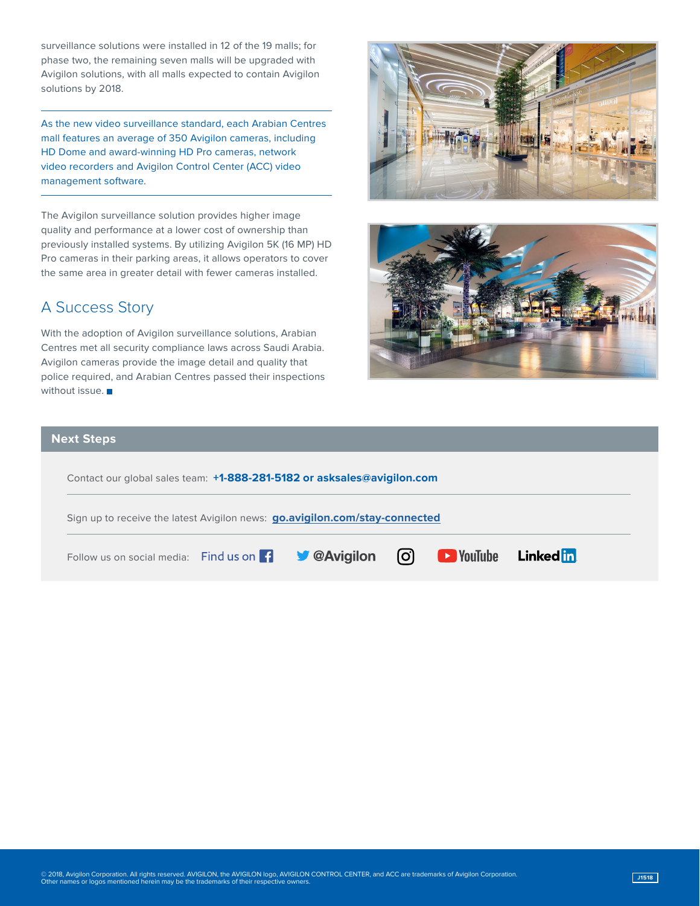surveillance solutions were installed in 12 of the 19 malls; for phase two, the remaining seven malls will be upgraded with Avigilon solutions, with all malls expected to contain Avigilon solutions by 2018.

As the new video surveillance standard, each Arabian Centres mall features an average of 350 Avigilon cameras, including HD Dome and award-winning HD Pro cameras, network video recorders and Avigilon Control Center (ACC) video management software.

The Avigilon surveillance solution provides higher image quality and performance at a lower cost of ownership than previously installed systems. By utilizing Avigilon 5K (16 MP) HD Pro cameras in their parking areas, it allows operators to cover the same area in greater detail with fewer cameras installed.

## A Success Story

With the adoption of Avigilon surveillance solutions, Arabian Centres met all security compliance laws across Saudi Arabia. Avigilon cameras provide the image detail and quality that police required, and Arabian Centres passed their inspections without issue.

### Next Steps

Contact our global sales team: **+1-888-281-5182 or asksales@avigilon.com**

Sign up to receive the latest Avigilon news: **go.avigilon.com/stay-connected**

Follow us on social media: Find us on Facebook | @Avigilon | Instagram | YouTube | LinkedIn

© 2018, Avigilon Corporation. All rights reserved. AVIGILON, the AVIGILON logo, AVIGILON CONTROL CENTER, and ACC are trademarks of Avigilon Corporation. Other names or logos mentioned herein may be the trademarks of their respective owners.

J1518